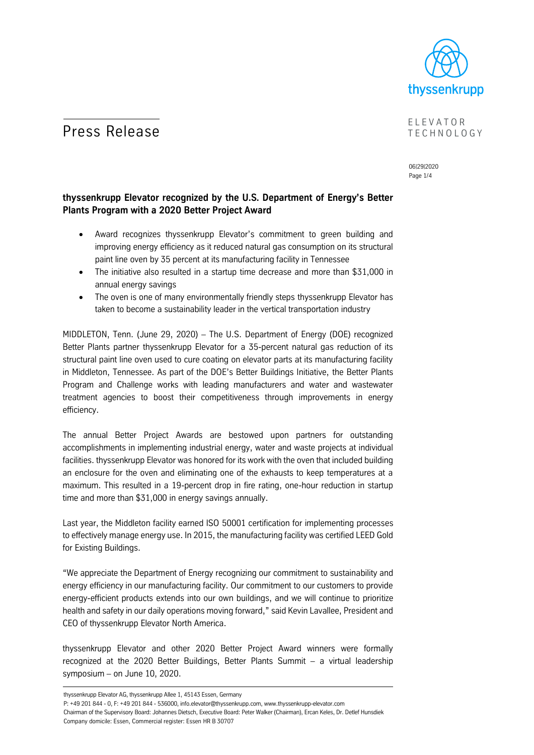# Press Release

ELEVATOR TECHNOLOGY

06|29|2020

## thyssenkrupp Elevator recognized by the U.S. Department of Energy's Better Plants Program with a 2020 Better Project Award

- Award recognizes thyssenkrupp Elevator's commitment to green building and improving energy efficiency as it reduced natural gas consumption on its structural paint line oven by 35 percent at its manufacturing facility in Tennessee
- The initiative also resulted in a startup time decrease and more than $31,000 in annual energy savings
- The oven is one of many environmentally friendly steps thyssenkrupp Elevator has taken to become a sustainability leader in the vertical transportation industry

MIDDLETON, Tenn. (June 29, 2020) – The U.S. Department of Energy (DOE) recognized Better Plants partner thyssenkrupp Elevator for a 35-percent natural gas reduction of its structural paint line oven used to cure coating on elevator parts at its manufacturing facility in Middleton, Tennessee. As part of the DOE's Better Buildings Initiative, the Better Plants Program and Challenge works with leading manufacturers and water and wastewater treatment agencies to boost their competitiveness through improvements in energy efficiency.

The annual Better Project Awards are bestowed upon partners for outstanding accomplishments in implementing industrial energy, water and waste projects at individual facilities. thyssenkrupp Elevator was honored for its work with the oven that included building an enclosure for the oven and eliminating one of the exhausts to keep temperatures at a maximum. This resulted in a 19-percent drop in fire rating, one-hour reduction in startup time and more than $31,000 in energy savings annually.

Last year, the Middleton facility earned ISO 50001 certification for implementing processes to effectively manage energy use. In 2015, the manufacturing facility was certified LEED Gold for Existing Buildings.

"We appreciate the Department of Energy recognizing our commitment to sustainability and energy efficiency in our manufacturing facility. Our commitment to our customers to provide energy-efficient products extends into our own buildings, and we will continue to prioritize health and safety in our daily operations moving forward," said Kevin Lavallee, President and CEO of thyssenkrupp Elevator North America.

thyssenkrupp Elevator and other 2020 Better Project Award winners were formally recognized at the 2020 Better Buildings, Better Plants Summit – a virtual leadership symposium – on June 10, 2020.

thyssenkrupp Elevator AG, thyssenkrupp Allee 1, 45143 Essen, Germany
P: +49 201 844 - 0, F: +49 201 844 - 536000, info.elevator@thyssenkrupp.com, www.thyssenkrupp-elevator.com
Chairman of the Supervisory Board: Johannes Dietsch, Executive Board: Peter Walker (Chairman), Ercan Keles, Dr. Detlef Hunsdiek
Company domicile: Essen, Commercial register: Essen HR B 30707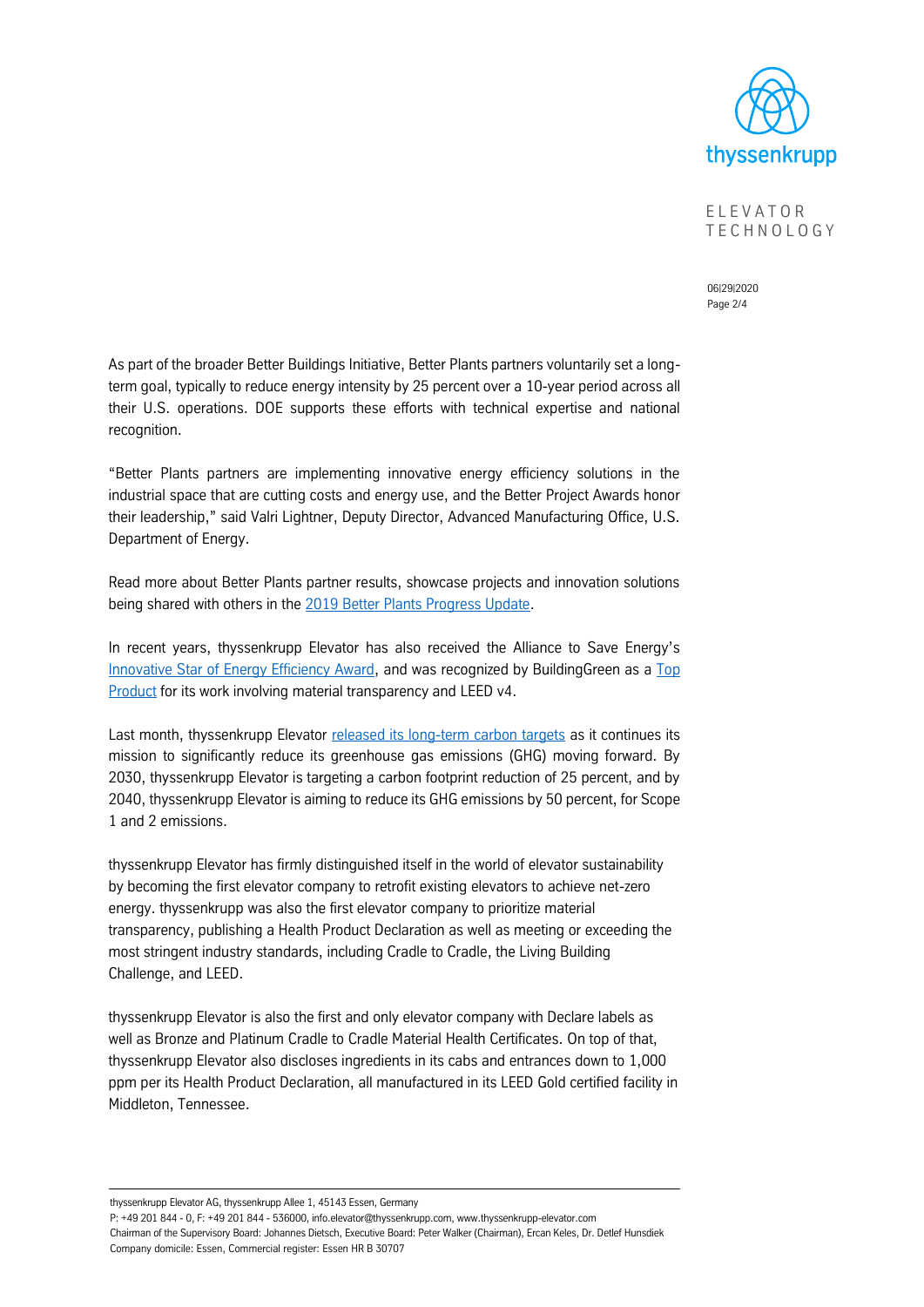As part of the broader Better Buildings Initiative, Better Plants partners voluntarily set a long-term goal, typically to reduce energy intensity by 25 percent over a 10-year period across all their U.S. operations. DOE supports these efforts with technical expertise and national recognition.

"Better Plants partners are implementing innovative energy efficiency solutions in the industrial space that are cutting costs and energy use, and the Better Project Awards honor their leadership," said Valri Lightner, Deputy Director, Advanced Manufacturing Office, U.S. Department of Energy.

Read more about Better Plants partner results, showcase projects and innovation solutions being shared with others in the 2019 Better Plants Progress Update.

In recent years, thyssenkrupp Elevator has also received the Alliance to Save Energy's Innovative Star of Energy Efficiency Award, and was recognized by BuildingGreen as a Top Product for its work involving material transparency and LEED v4.

Last month, thyssenkrupp Elevator released its long-term carbon targets as it continues its mission to significantly reduce its greenhouse gas emissions (GHG) moving forward. By 2030, thyssenkrupp Elevator is targeting a carbon footprint reduction of 25 percent, and by 2040, thyssenkrupp Elevator is aiming to reduce its GHG emissions by 50 percent, for Scope 1 and 2 emissions.

thyssenkrupp Elevator has firmly distinguished itself in the world of elevator sustainability by becoming the first elevator company to retrofit existing elevators to achieve net-zero energy. thyssenkrupp was also the first elevator company to prioritize material transparency, publishing a Health Product Declaration as well as meeting or exceeding the most stringent industry standards, including Cradle to Cradle, the Living Building Challenge, and LEED.

thyssenkrupp Elevator is also the first and only elevator company with Declare labels as well as Bronze and Platinum Cradle to Cradle Material Health Certificates. On top of that, thyssenkrupp Elevator also discloses ingredients in its cabs and entrances down to 1,000 ppm per its Health Product Declaration, all manufactured in its LEED Gold certified facility in Middleton, Tennessee.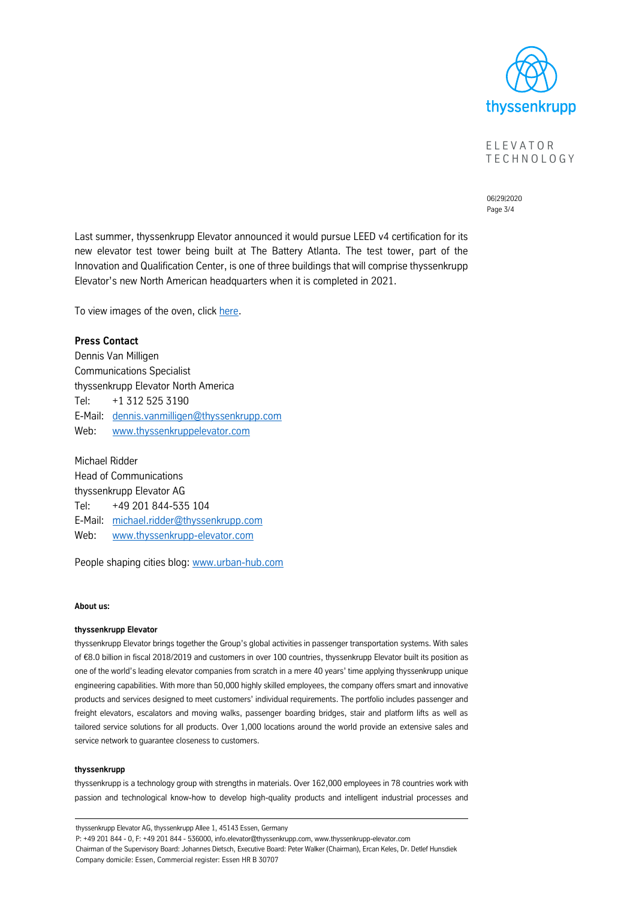Last summer, thyssenkrupp Elevator announced it would pursue LEED v4 certification for its new elevator test tower being built at The Battery Atlanta. The test tower, part of the Innovation and Qualification Center, is one of three buildings that will comprise thyssenkrupp Elevator's new North American headquarters when it is completed in 2021.

To view images of the oven, click [here]().

**Press Contact**

Dennis Van Milligen
Communications Specialist
thyssenkrupp Elevator North America
Tel: +1 312 525 3190
E-Mail: [dennis.vanmilligen@thyssenkrupp.com](mailto:dennis.vanmilligen@thyssenkrupp.com)
Web: [www.thyssenkruppelevator.com](http://www.thyssenkruppelevator.com)

Michael Ridder
Head of Communications
thyssenkrupp Elevator AG
Tel: +49 201 844-535 104
E-Mail: [michael.ridder@thyssenkrupp.com](mailto:michael.ridder@thyssenkrupp.com)
Web: [www.thyssenkrupp-elevator.com](http://www.thyssenkrupp-elevator.com)

People shaping cities blog: [www.urban-hub.com](http://www.urban-hub.com)

**About us:**

**thyssenkrupp Elevator**

thyssenkrupp Elevator brings together the Group's global activities in passenger transportation systems. With sales of €8.0 billion in fiscal 2018/2019 and customers in over 100 countries, thyssenkrupp Elevator built its position as one of the world's leading elevator companies from scratch in a mere 40 years' time applying thyssenkrupp unique engineering capabilities. With more than 50,000 highly skilled employees, the company offers smart and innovative products and services designed to meet customers' individual requirements. The portfolio includes passenger and freight elevators, escalators and moving walks, passenger boarding bridges, stair and platform lifts as well as tailored service solutions for all products. Over 1,000 locations around the world provide an extensive sales and service network to guarantee closeness to customers.

**thyssenkrupp**

thyssenkrupp is a technology group with strengths in materials. Over 162,000 employees in 78 countries work with passion and technological know-how to develop high-quality products and intelligent industrial processes and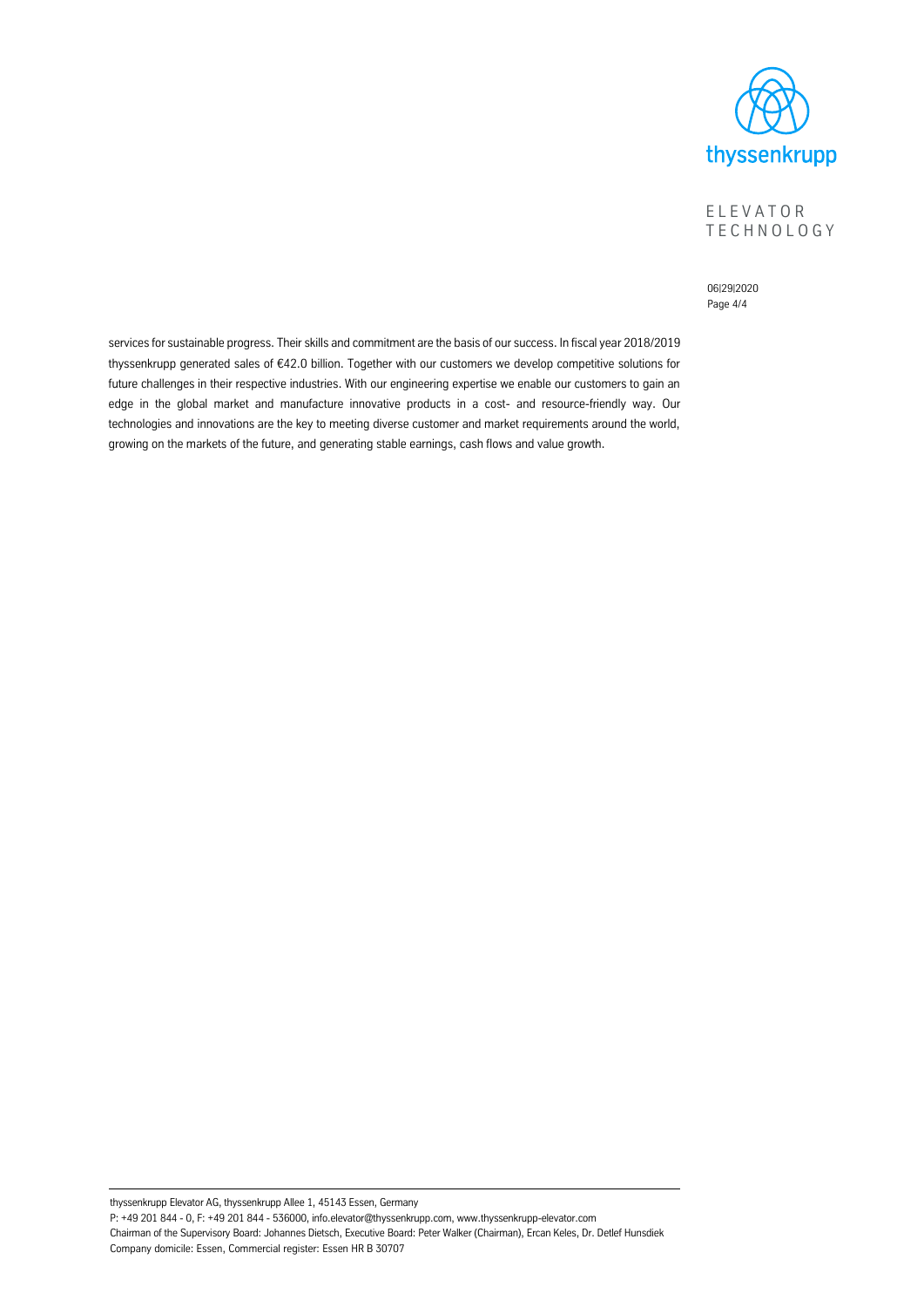services for sustainable progress. Their skills and commitment are the basis of our success. In fiscal year 2018/2019 thyssenkrupp generated sales of €42.0 billion. Together with our customers we develop competitive solutions for future challenges in their respective industries. With our engineering expertise we enable our customers to gain an edge in the global market and manufacture innovative products in a cost- and resource-friendly way. Our technologies and innovations are the key to meeting diverse customer and market requirements around the world, growing on the markets of the future, and generating stable earnings, cash flows and value growth.